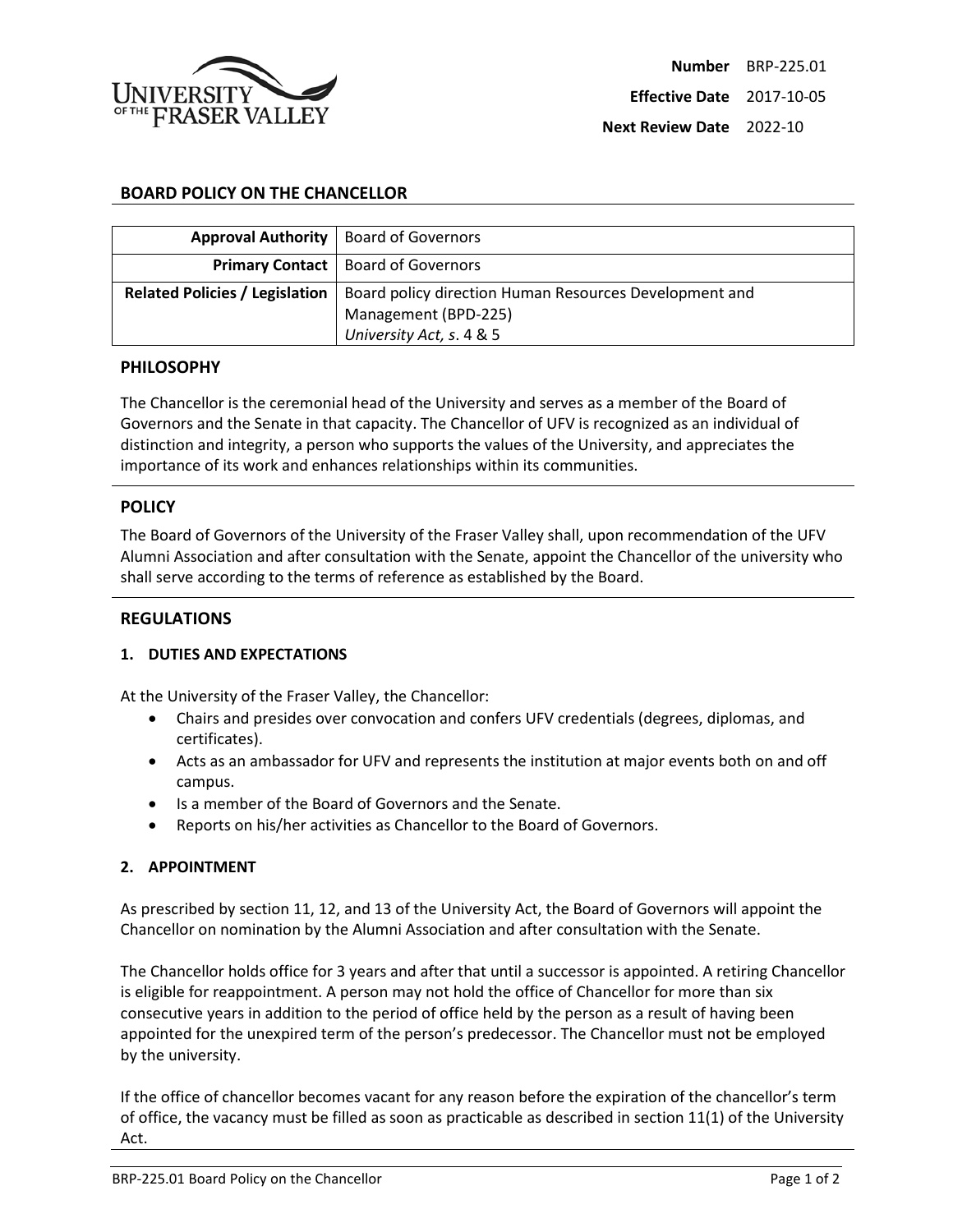| | |
|---|---|
| **Number** | BRP-225.01 |
| **Effective Date** | 2017-10-05 |
| **Next Review Date** | 2022-10 |

# BOARD POLICY ON THE CHANCELLOR

| | |
|---|---|
| **Approval Authority** | Board of Governors |
| **Primary Contact** | Board of Governors |
| **Related Policies / Legislation** | Board policy direction Human Resources Development and Management (BPD-225)<br>*University Act, s*. 4 & 5 |

## PHILOSOPHY

The Chancellor is the ceremonial head of the University and serves as a member of the Board of Governors and the Senate in that capacity. The Chancellor of UFV is recognized as an individual of distinction and integrity, a person who supports the values of the University, and appreciates the importance of its work and enhances relationships within its communities.

## POLICY

The Board of Governors of the University of the Fraser Valley shall, upon recommendation of the UFV Alumni Association and after consultation with the Senate, appoint the Chancellor of the university who shall serve according to the terms of reference as established by the Board.

## REGULATIONS

### 1. DUTIES AND EXPECTATIONS

At the University of the Fraser Valley, the Chancellor:

- Chairs and presides over convocation and confers UFV credentials (degrees, diplomas, and certificates).
- Acts as an ambassador for UFV and represents the institution at major events both on and off campus.
- Is a member of the Board of Governors and the Senate.
- Reports on his/her activities as Chancellor to the Board of Governors.

### 2. APPOINTMENT

As prescribed by section 11, 12, and 13 of the University Act, the Board of Governors will appoint the Chancellor on nomination by the Alumni Association and after consultation with the Senate.

The Chancellor holds office for 3 years and after that until a successor is appointed. A retiring Chancellor is eligible for reappointment. A person may not hold the office of Chancellor for more than six consecutive years in addition to the period of office held by the person as a result of having been appointed for the unexpired term of the person's predecessor. The Chancellor must not be employed by the university.

If the office of chancellor becomes vacant for any reason before the expiration of the chancellor's term of office, the vacancy must be filled as soon as practicable as described in section 11(1) of the University Act.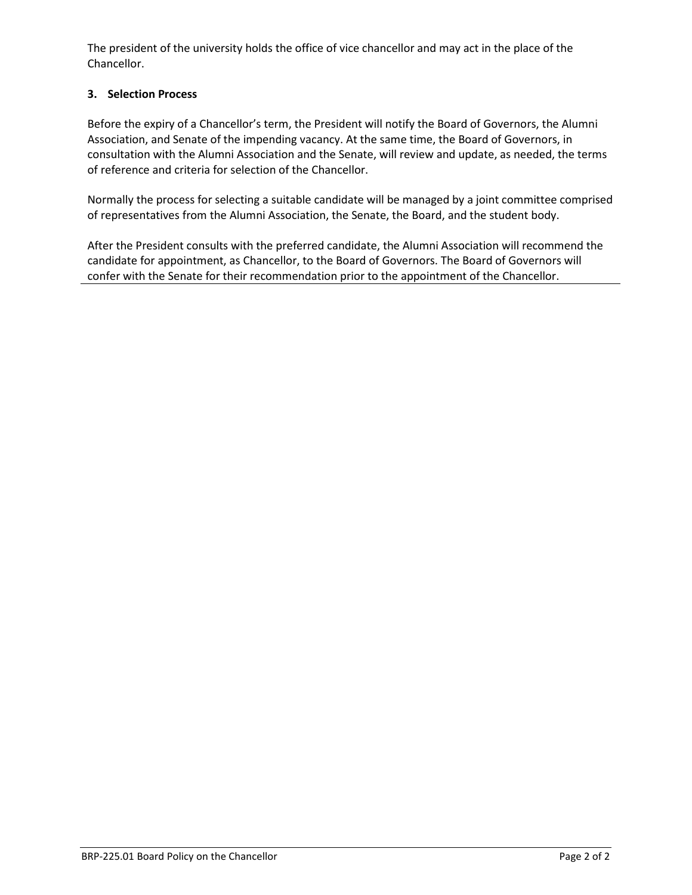The president of the university holds the office of vice chancellor and may act in the place of the Chancellor.

### 3. Selection Process

Before the expiry of a Chancellor's term, the President will notify the Board of Governors, the Alumni Association, and Senate of the impending vacancy. At the same time, the Board of Governors, in consultation with the Alumni Association and the Senate, will review and update, as needed, the terms of reference and criteria for selection of the Chancellor.

Normally the process for selecting a suitable candidate will be managed by a joint committee comprised of representatives from the Alumni Association, the Senate, the Board, and the student body.

After the President consults with the preferred candidate, the Alumni Association will recommend the candidate for appointment, as Chancellor, to the Board of Governors. The Board of Governors will confer with the Senate for their recommendation prior to the appointment of the Chancellor.